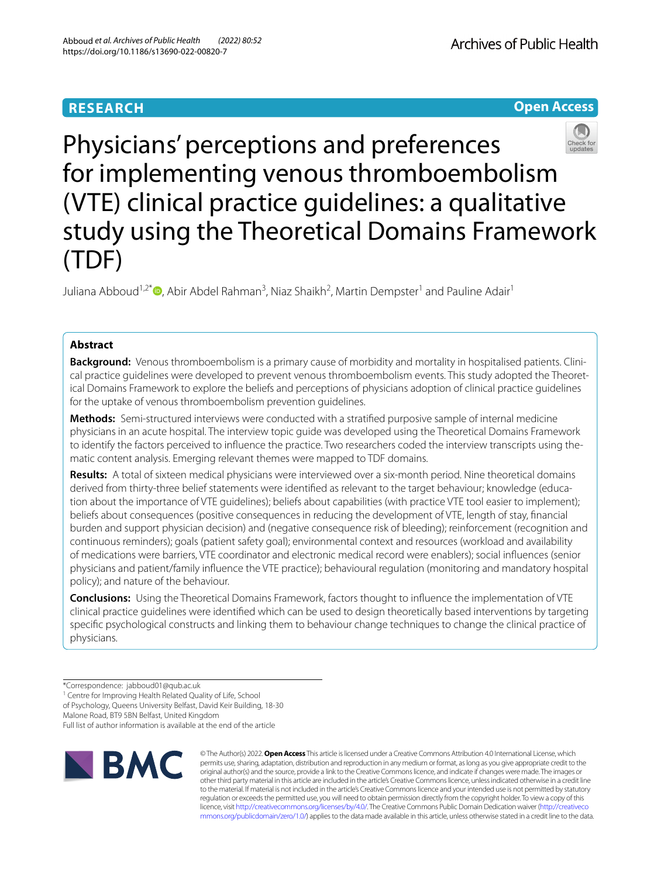RESEARCH

Open Access

# Physicians' perceptions and preferences for implementing venous thromboembolism (VTE) clinical practice guidelines: a qualitative study using the Theoretical Domains Framework (TDF)

Juliana Abboud[1,2*], Abir Abdel Rahman[3], Niaz Shaikh[2], Martin Dempster[1] and Pauline Adair[1]

## Abstract

**Background:** Venous thromboembolism is a primary cause of morbidity and mortality in hospitalised patients. Clinical practice guidelines were developed to prevent venous thromboembolism events. This study adopted the Theoretical Domains Framework to explore the beliefs and perceptions of physicians adoption of clinical practice guidelines for the uptake of venous thromboembolism prevention guidelines.

**Methods:** Semi-structured interviews were conducted with a stratified purposive sample of internal medicine physicians in an acute hospital. The interview topic guide was developed using the Theoretical Domains Framework to identify the factors perceived to influence the practice. Two researchers coded the interview transcripts using thematic content analysis. Emerging relevant themes were mapped to TDF domains.

**Results:** A total of sixteen medical physicians were interviewed over a six-month period. Nine theoretical domains derived from thirty-three belief statements were identified as relevant to the target behaviour; knowledge (education about the importance of VTE guidelines); beliefs about capabilities (with practice VTE tool easier to implement); beliefs about consequences (positive consequences in reducing the development of VTE, length of stay, financial burden and support physician decision) and (negative consequence risk of bleeding); reinforcement (recognition and continuous reminders); goals (patient safety goal); environmental context and resources (workload and availability of medications were barriers, VTE coordinator and electronic medical record were enablers); social influences (senior physicians and patient/family influence the VTE practice); behavioural regulation (monitoring and mandatory hospital policy); and nature of the behaviour.

**Conclusions:** Using the Theoretical Domains Framework, factors thought to influence the implementation of VTE clinical practice guidelines were identified which can be used to design theoretically based interventions by targeting specific psychological constructs and linking them to behaviour change techniques to change the clinical practice of physicians.

*Correspondence: jabboud01@qub.ac.uk
[1] Centre for Improving Health Related Quality of Life, School of Psychology, Queens University Belfast, David Keir Building, 18-30 Malone Road, BT9 5BN Belfast, United Kingdom
Full list of author information is available at the end of the article

© The Author(s) 2022. **Open Access** This article is licensed under a Creative Commons Attribution 4.0 International License, which permits use, sharing, adaptation, distribution and reproduction in any medium or format, as long as you give appropriate credit to the original author(s) and the source, provide a link to the Creative Commons licence, and indicate if changes were made. The images or other third party material in this article are included in the article's Creative Commons licence, unless indicated otherwise in a credit line to the material. If material is not included in the article's Creative Commons licence and your intended use is not permitted by statutory regulation or exceeds the permitted use, you will need to obtain permission directly from the copyright holder. To view a copy of this licence, visit http://creativecommons.org/licenses/by/4.0/. The Creative Commons Public Domain Dedication waiver (http://creativecommons.org/publicdomain/zero/1.0/) applies to the data made available in this article, unless otherwise stated in a credit line to the data.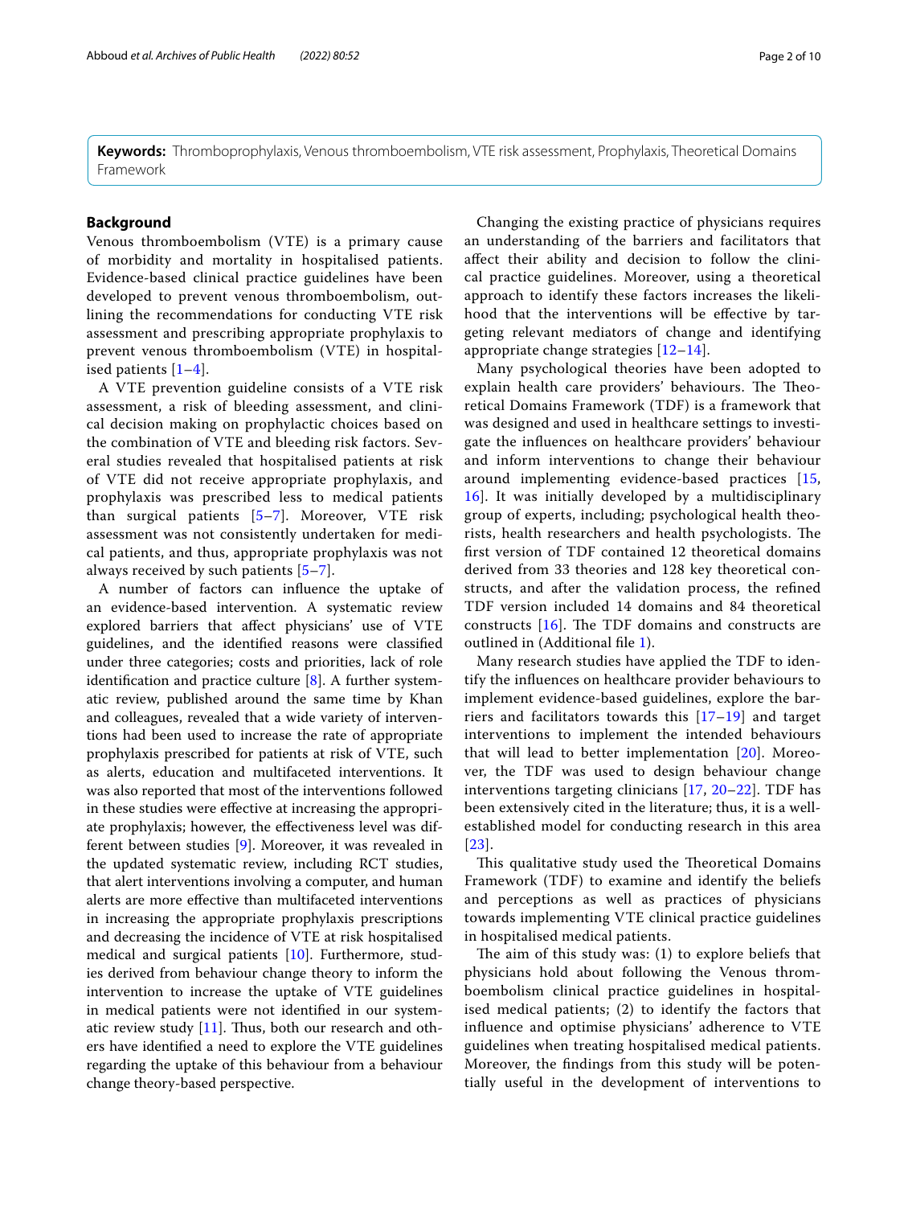**Keywords:** Thromboprophylaxis, Venous thromboembolism, VTE risk assessment, Prophylaxis, Theoretical Domains Framework

## Background

Venous thromboembolism (VTE) is a primary cause of morbidity and mortality in hospitalised patients. Evidence-based clinical practice guidelines have been developed to prevent venous thromboembolism, outlining the recommendations for conducting VTE risk assessment and prescribing appropriate prophylaxis to prevent venous thromboembolism (VTE) in hospitalised patients [1–4].

A VTE prevention guideline consists of a VTE risk assessment, a risk of bleeding assessment, and clinical decision making on prophylactic choices based on the combination of VTE and bleeding risk factors. Several studies revealed that hospitalised patients at risk of VTE did not receive appropriate prophylaxis, and prophylaxis was prescribed less to medical patients than surgical patients [5–7]. Moreover, VTE risk assessment was not consistently undertaken for medical patients, and thus, appropriate prophylaxis was not always received by such patients [5–7].

A number of factors can influence the uptake of an evidence-based intervention. A systematic review explored barriers that affect physicians' use of VTE guidelines, and the identified reasons were classified under three categories; costs and priorities, lack of role identification and practice culture [8]. A further systematic review, published around the same time by Khan and colleagues, revealed that a wide variety of interventions had been used to increase the rate of appropriate prophylaxis prescribed for patients at risk of VTE, such as alerts, education and multifaceted interventions. It was also reported that most of the interventions followed in these studies were effective at increasing the appropriate prophylaxis; however, the effectiveness level was different between studies [9]. Moreover, it was revealed in the updated systematic review, including RCT studies, that alert interventions involving a computer, and human alerts are more effective than multifaceted interventions in increasing the appropriate prophylaxis prescriptions and decreasing the incidence of VTE at risk hospitalised medical and surgical patients [10]. Furthermore, studies derived from behaviour change theory to inform the intervention to increase the uptake of VTE guidelines in medical patients were not identified in our systematic review study [11]. Thus, both our research and others have identified a need to explore the VTE guidelines regarding the uptake of this behaviour from a behaviour change theory-based perspective.

Changing the existing practice of physicians requires an understanding of the barriers and facilitators that affect their ability and decision to follow the clinical practice guidelines. Moreover, using a theoretical approach to identify these factors increases the likelihood that the interventions will be effective by targeting relevant mediators of change and identifying appropriate change strategies [12–14].

Many psychological theories have been adopted to explain health care providers' behaviours. The Theoretical Domains Framework (TDF) is a framework that was designed and used in healthcare settings to investigate the influences on healthcare providers' behaviour and inform interventions to change their behaviour around implementing evidence-based practices [15, 16]. It was initially developed by a multidisciplinary group of experts, including; psychological health theorists, health researchers and health psychologists. The first version of TDF contained 12 theoretical domains derived from 33 theories and 128 key theoretical constructs, and after the validation process, the refined TDF version included 14 domains and 84 theoretical constructs [16]. The TDF domains and constructs are outlined in (Additional file 1).

Many research studies have applied the TDF to identify the influences on healthcare provider behaviours to implement evidence-based guidelines, explore the barriers and facilitators towards this [17–19] and target interventions to implement the intended behaviours that will lead to better implementation [20]. Moreover, the TDF was used to design behaviour change interventions targeting clinicians [17, 20–22]. TDF has been extensively cited in the literature; thus, it is a well-established model for conducting research in this area [23].

This qualitative study used the Theoretical Domains Framework (TDF) to examine and identify the beliefs and perceptions as well as practices of physicians towards implementing VTE clinical practice guidelines in hospitalised medical patients.

The aim of this study was: (1) to explore beliefs that physicians hold about following the Venous thromboembolism clinical practice guidelines in hospitalised medical patients; (2) to identify the factors that influence and optimise physicians' adherence to VTE guidelines when treating hospitalised medical patients. Moreover, the findings from this study will be potentially useful in the development of interventions to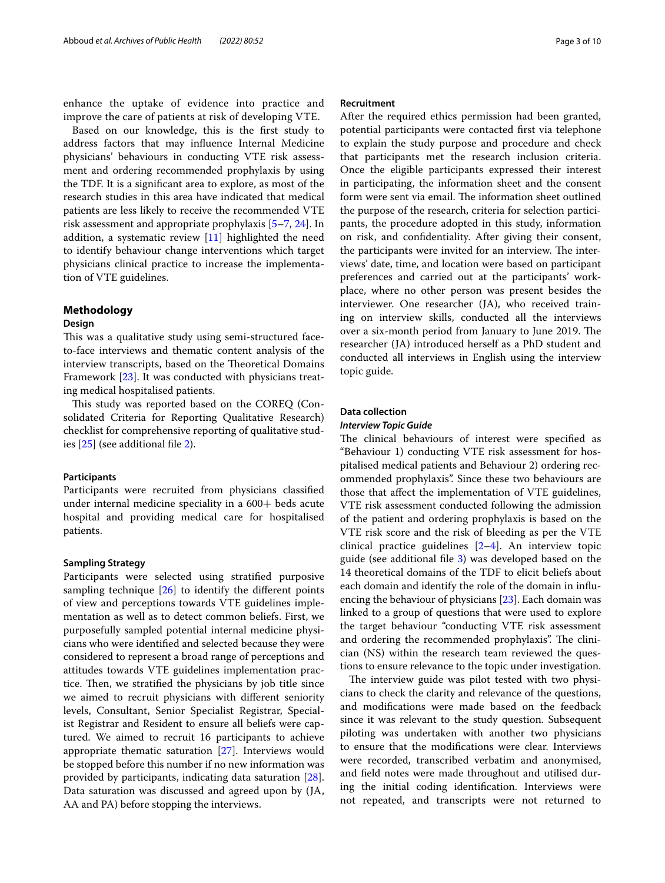enhance the uptake of evidence into practice and improve the care of patients at risk of developing VTE.

Based on our knowledge, this is the first study to address factors that may influence Internal Medicine physicians' behaviours in conducting VTE risk assessment and ordering recommended prophylaxis by using the TDF. It is a significant area to explore, as most of the research studies in this area have indicated that medical patients are less likely to receive the recommended VTE risk assessment and appropriate prophylaxis [5–7, 24]. In addition, a systematic review [11] highlighted the need to identify behaviour change interventions which target physicians clinical practice to increase the implementation of VTE guidelines.

## Methodology

### Design

This was a qualitative study using semi-structured face-to-face interviews and thematic content analysis of the interview transcripts, based on the Theoretical Domains Framework [23]. It was conducted with physicians treating medical hospitalised patients.

This study was reported based on the COREQ (Consolidated Criteria for Reporting Qualitative Research) checklist for comprehensive reporting of qualitative studies [25] (see additional file 2).

#### Participants

Participants were recruited from physicians classified under internal medicine speciality in a 600+ beds acute hospital and providing medical care for hospitalised patients.

#### Sampling Strategy

Participants were selected using stratified purposive sampling technique [26] to identify the different points of view and perceptions towards VTE guidelines implementation as well as to detect common beliefs. First, we purposefully sampled potential internal medicine physicians who were identified and selected because they were considered to represent a broad range of perceptions and attitudes towards VTE guidelines implementation practice. Then, we stratified the physicians by job title since we aimed to recruit physicians with different seniority levels, Consultant, Senior Specialist Registrar, Specialist Registrar and Resident to ensure all beliefs were captured. We aimed to recruit 16 participants to achieve appropriate thematic saturation [27]. Interviews would be stopped before this number if no new information was provided by participants, indicating data saturation [28]. Data saturation was discussed and agreed upon by (JA, AA and PA) before stopping the interviews.

#### Recruitment

After the required ethics permission had been granted, potential participants were contacted first via telephone to explain the study purpose and procedure and check that participants met the research inclusion criteria. Once the eligible participants expressed their interest in participating, the information sheet and the consent form were sent via email. The information sheet outlined the purpose of the research, criteria for selection participants, the procedure adopted in this study, information on risk, and confidentiality. After giving their consent, the participants were invited for an interview. The interviews' date, time, and location were based on participant preferences and carried out at the participants' workplace, where no other person was present besides the interviewer. One researcher (JA), who received training on interview skills, conducted all the interviews over a six-month period from January to June 2019. The researcher (JA) introduced herself as a PhD student and conducted all interviews in English using the interview topic guide.

### Data collection

#### *Interview Topic Guide*

The clinical behaviours of interest were specified as "Behaviour 1) conducting VTE risk assessment for hospitalised medical patients and Behaviour 2) ordering recommended prophylaxis". Since these two behaviours are those that affect the implementation of VTE guidelines, VTE risk assessment conducted following the admission of the patient and ordering prophylaxis is based on the VTE risk score and the risk of bleeding as per the VTE clinical practice guidelines [2–4]. An interview topic guide (see additional file 3) was developed based on the 14 theoretical domains of the TDF to elicit beliefs about each domain and identify the role of the domain in influencing the behaviour of physicians [23]. Each domain was linked to a group of questions that were used to explore the target behaviour "conducting VTE risk assessment and ordering the recommended prophylaxis". The clinician (NS) within the research team reviewed the questions to ensure relevance to the topic under investigation.

The interview guide was pilot tested with two physicians to check the clarity and relevance of the questions, and modifications were made based on the feedback since it was relevant to the study question. Subsequent piloting was undertaken with another two physicians to ensure that the modifications were clear. Interviews were recorded, transcribed verbatim and anonymised, and field notes were made throughout and utilised during the initial coding identification. Interviews were not repeated, and transcripts were not returned to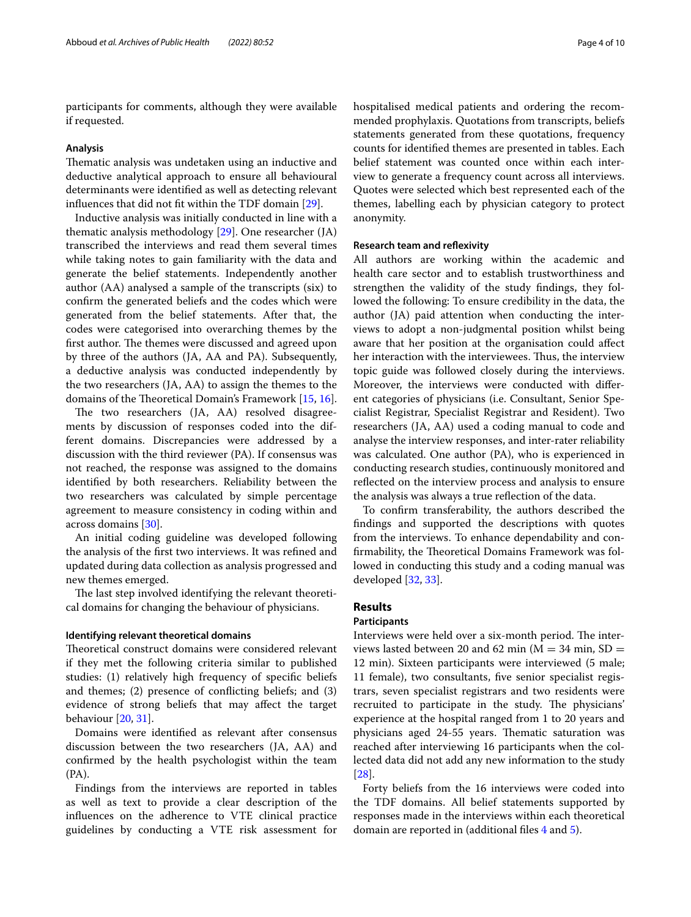participants for comments, although they were available if requested.

### Analysis

Thematic analysis was undetaken using an inductive and deductive analytical approach to ensure all behavioural determinants were identified as well as detecting relevant influences that did not fit within the TDF domain [29].

Inductive analysis was initially conducted in line with a thematic analysis methodology [29]. One researcher (JA) transcribed the interviews and read them several times while taking notes to gain familiarity with the data and generate the belief statements. Independently another author (AA) analysed a sample of the transcripts (six) to confirm the generated beliefs and the codes which were generated from the belief statements. After that, the codes were categorised into overarching themes by the first author. The themes were discussed and agreed upon by three of the authors (JA, AA and PA). Subsequently, a deductive analysis was conducted independently by the two researchers (JA, AA) to assign the themes to the domains of the Theoretical Domain's Framework [15, 16].

The two researchers (JA, AA) resolved disagreements by discussion of responses coded into the different domains. Discrepancies were addressed by a discussion with the third reviewer (PA). If consensus was not reached, the response was assigned to the domains identified by both researchers. Reliability between the two researchers was calculated by simple percentage agreement to measure consistency in coding within and across domains [30].

An initial coding guideline was developed following the analysis of the first two interviews. It was refined and updated during data collection as analysis progressed and new themes emerged.

The last step involved identifying the relevant theoretical domains for changing the behaviour of physicians.

### Identifying relevant theoretical domains

Theoretical construct domains were considered relevant if they met the following criteria similar to published studies: (1) relatively high frequency of specific beliefs and themes; (2) presence of conflicting beliefs; and (3) evidence of strong beliefs that may affect the target behaviour [20, 31].

Domains were identified as relevant after consensus discussion between the two researchers (JA, AA) and confirmed by the health psychologist within the team (PA).

Findings from the interviews are reported in tables as well as text to provide a clear description of the influences on the adherence to VTE clinical practice guidelines by conducting a VTE risk assessment for hospitalised medical patients and ordering the recommended prophylaxis. Quotations from transcripts, beliefs statements generated from these quotations, frequency counts for identified themes are presented in tables. Each belief statement was counted once within each interview to generate a frequency count across all interviews. Quotes were selected which best represented each of the themes, labelling each by physician category to protect anonymity.

### Research team and reflexivity

All authors are working within the academic and health care sector and to establish trustworthiness and strengthen the validity of the study findings, they followed the following: To ensure credibility in the data, the author (JA) paid attention when conducting the interviews to adopt a non-judgmental position whilst being aware that her position at the organisation could affect her interaction with the interviewees. Thus, the interview topic guide was followed closely during the interviews. Moreover, the interviews were conducted with different categories of physicians (i.e. Consultant, Senior Specialist Registrar, Specialist Registrar and Resident). Two researchers (JA, AA) used a coding manual to code and analyse the interview responses, and inter-rater reliability was calculated. One author (PA), who is experienced in conducting research studies, continuously monitored and reflected on the interview process and analysis to ensure the analysis was always a true reflection of the data.

To confirm transferability, the authors described the findings and supported the descriptions with quotes from the interviews. To enhance dependability and confirmability, the Theoretical Domains Framework was followed in conducting this study and a coding manual was developed [32, 33].

## Results

### Participants

Interviews were held over a six-month period. The interviews lasted between 20 and 62 min ($M = 34$ min, $SD = 12$ min). Sixteen participants were interviewed (5 male; 11 female), two consultants, five senior specialist registrars, seven specialist registrars and two residents were recruited to participate in the study. The physicians' experience at the hospital ranged from 1 to 20 years and physicians aged 24-55 years. Thematic saturation was reached after interviewing 16 participants when the collected data did not add any new information to the study [28].

Forty beliefs from the 16 interviews were coded into the TDF domains. All belief statements supported by responses made in the interviews within each theoretical domain are reported in (additional files 4 and 5).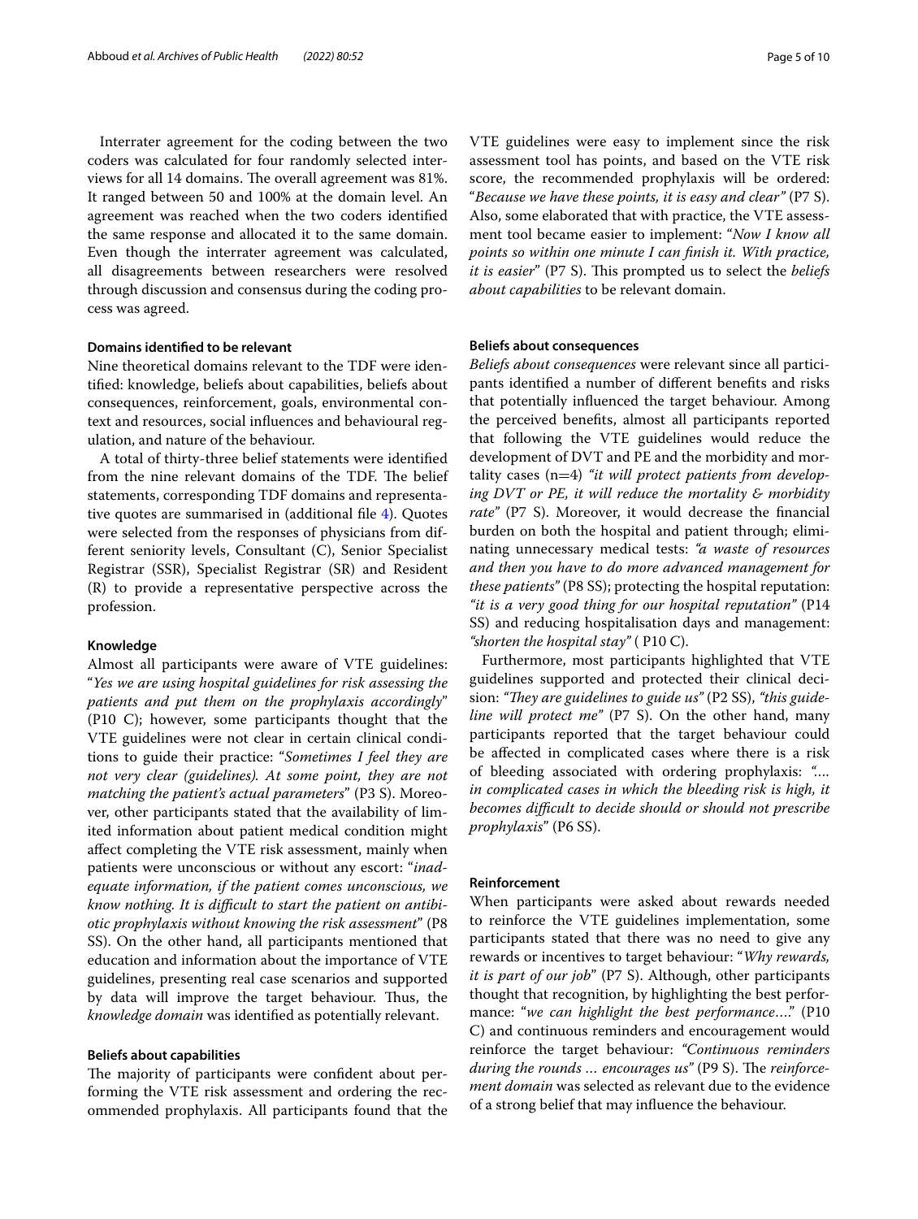Interrater agreement for the coding between the two coders was calculated for four randomly selected interviews for all 14 domains. The overall agreement was 81%. It ranged between 50 and 100% at the domain level. An agreement was reached when the two coders identified the same response and allocated it to the same domain. Even though the interrater agreement was calculated, all disagreements between researchers were resolved through discussion and consensus during the coding process was agreed.

#### Domains identified to be relevant

Nine theoretical domains relevant to the TDF were identified: knowledge, beliefs about capabilities, beliefs about consequences, reinforcement, goals, environmental context and resources, social influences and behavioural regulation, and nature of the behaviour.

A total of thirty-three belief statements were identified from the nine relevant domains of the TDF. The belief statements, corresponding TDF domains and representative quotes are summarised in (additional file 4). Quotes were selected from the responses of physicians from different seniority levels, Consultant (C), Senior Specialist Registrar (SSR), Specialist Registrar (SR) and Resident (R) to provide a representative perspective across the profession.

#### Knowledge

Almost all participants were aware of VTE guidelines: "*Yes we are using hospital guidelines for risk assessing the patients and put them on the prophylaxis accordingly*" (P10 C); however, some participants thought that the VTE guidelines were not clear in certain clinical conditions to guide their practice: "*Sometimes I feel they are not very clear (guidelines). At some point, they are not matching the patient's actual parameters*" (P3 S). Moreover, other participants stated that the availability of limited information about patient medical condition might affect completing the VTE risk assessment, mainly when patients were unconscious or without any escort: "*inadequate information, if the patient comes unconscious, we know nothing. It is difficult to start the patient on antibiotic prophylaxis without knowing the risk assessment*" (P8 SS). On the other hand, all participants mentioned that education and information about the importance of VTE guidelines, presenting real case scenarios and supported by data will improve the target behaviour. Thus, the *knowledge domain* was identified as potentially relevant.

#### Beliefs about capabilities

The majority of participants were confident about performing the VTE risk assessment and ordering the recommended prophylaxis. All participants found that the VTE guidelines were easy to implement since the risk assessment tool has points, and based on the VTE risk score, the recommended prophylaxis will be ordered: "*Because we have these points, it is easy and clear*" (P7 S). Also, some elaborated that with practice, the VTE assessment tool became easier to implement: "*Now I know all points so within one minute I can finish it. With practice, it is easier*" (P7 S). This prompted us to select the *beliefs about capabilities* to be relevant domain.

#### Beliefs about consequences

*Beliefs about consequences* were relevant since all participants identified a number of different benefits and risks that potentially influenced the target behaviour. Among the perceived benefits, almost all participants reported that following the VTE guidelines would reduce the development of DVT and PE and the morbidity and mortality cases (n=4) *"it will protect patients from developing DVT or PE, it will reduce the mortality & morbidity rate"* (P7 S). Moreover, it would decrease the financial burden on both the hospital and patient through; eliminating unnecessary medical tests: *"a waste of resources and then you have to do more advanced management for these patients"* (P8 SS); protecting the hospital reputation: *"it is a very good thing for our hospital reputation"* (P14 SS) and reducing hospitalisation days and management: *"shorten the hospital stay"* ( P10 C).

Furthermore, most participants highlighted that VTE guidelines supported and protected their clinical decision: *"They are guidelines to guide us"* (P2 SS), *"this guideline will protect me"* (P7 S). On the other hand, many participants reported that the target behaviour could be affected in complicated cases where there is a risk of bleeding associated with ordering prophylaxis: *"…. in complicated cases in which the bleeding risk is high, it becomes difficult to decide should or should not prescribe prophylaxis"* (P6 SS).

#### Reinforcement

When participants were asked about rewards needed to reinforce the VTE guidelines implementation, some participants stated that there was no need to give any rewards or incentives to target behaviour: "*Why rewards, it is part of our job*" (P7 S). Although, other participants thought that recognition, by highlighting the best performance: "*we can highlight the best performance….*" (P10 C) and continuous reminders and encouragement would reinforce the target behaviour: *"Continuous reminders during the rounds … encourages us"* (P9 S). The *reinforcement domain* was selected as relevant due to the evidence of a strong belief that may influence the behaviour.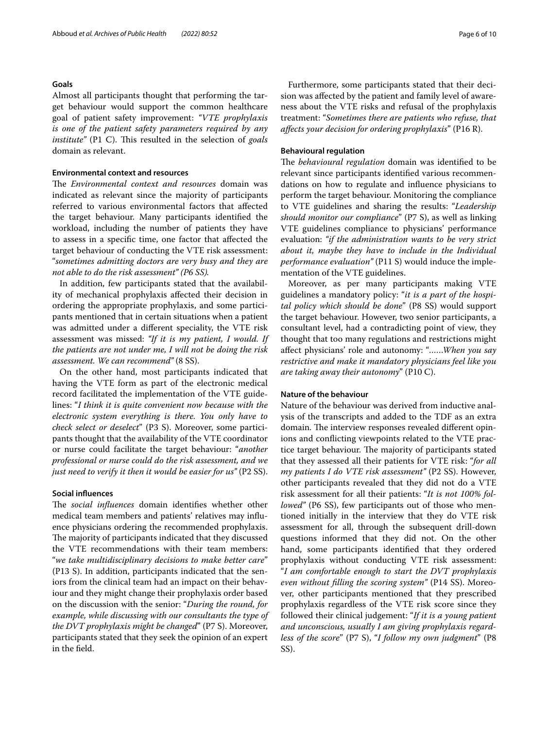#### Goals

Almost all participants thought that performing the target behaviour would support the common healthcare goal of patient safety improvement: *"VTE prophylaxis is one of the patient safety parameters required by any institute"* (P1 C). This resulted in the selection of *goals* domain as relevant.

#### Environmental context and resources

The *Environmental context and resources* domain was indicated as relevant since the majority of participants referred to various environmental factors that affected the target behaviour. Many participants identified the workload, including the number of patients they have to assess in a specific time, one factor that affected the target behaviour of conducting the VTE risk assessment: "*sometimes admitting doctors are very busy and they are not able to do the risk assessment" (P6 SS).*

In addition, few participants stated that the availability of mechanical prophylaxis affected their decision in ordering the appropriate prophylaxis, and some participants mentioned that in certain situations when a patient was admitted under a different speciality, the VTE risk assessment was missed: *"If it is my patient, I would. If the patients are not under me, I will not be doing the risk assessment. We can recommend"* (8 SS).

On the other hand, most participants indicated that having the VTE form as part of the electronic medical record facilitated the implementation of the VTE guidelines: "*I think it is quite convenient now because with the electronic system everything is there. You only have to check select or deselect*" (P3 S). Moreover, some participants thought that the availability of the VTE coordinator or nurse could facilitate the target behaviour: "*another professional or nurse could do the risk assessment, and we just need to verify it then it would be easier for us"* (P2 SS).

#### Social influences

The *social influences* domain identifies whether other medical team members and patients' relatives may influence physicians ordering the recommended prophylaxis. The majority of participants indicated that they discussed the VTE recommendations with their team members: "*we take multidisciplinary decisions to make better care*" (P13 S). In addition, participants indicated that the seniors from the clinical team had an impact on their behaviour and they might change their prophylaxis order based on the discussion with the senior: "*During the round, for example, while discussing with our consultants the type of the DVT prophylaxis might be changed*" (P7 S). Moreover, participants stated that they seek the opinion of an expert in the field.

Furthermore, some participants stated that their decision was affected by the patient and family level of awareness about the VTE risks and refusal of the prophylaxis treatment: "*Sometimes there are patients who refuse, that affects your decision for ordering prophylaxis*" (P16 R).

#### Behavioural regulation

The *behavioural regulation* domain was identified to be relevant since participants identified various recommendations on how to regulate and influence physicians to perform the target behaviour. Monitoring the compliance to VTE guidelines and sharing the results: "*Leadership should monitor our compliance*" (P7 S), as well as linking VTE guidelines compliance to physicians' performance evaluation: *"if the administration wants to be very strict about it, maybe they have to include in the Individual performance evaluation"* (P11 S) would induce the implementation of the VTE guidelines.

Moreover, as per many participants making VTE guidelines a mandatory policy: "*it is a part of the hospital policy which should be done*" (P8 SS) would support the target behaviour. However, two senior participants, a consultant level, had a contradicting point of view, they thought that too many regulations and restrictions might affect physicians' role and autonomy: "*……When you say restrictive and make it mandatory physicians feel like you are taking away their autonomy*" (P10 C).

#### Nature of the behaviour

Nature of the behaviour was derived from inductive analysis of the transcripts and added to the TDF as an extra domain. The interview responses revealed different opinions and conflicting viewpoints related to the VTE practice target behaviour. The majority of participants stated that they assessed all their patients for VTE risk: "*for all my patients I do VTE risk assessment"* (P2 SS). However, other participants revealed that they did not do a VTE risk assessment for all their patients: "*It is not 100% followed"* (P6 SS), few participants out of those who mentioned initially in the interview that they do VTE risk assessment for all, through the subsequent drill-down questions informed that they did not. On the other hand, some participants identified that they ordered prophylaxis without conducting VTE risk assessment: "*I am comfortable enough to start the DVT prophylaxis even without filling the scoring system"* (P14 SS). Moreover, other participants mentioned that they prescribed prophylaxis regardless of the VTE risk score since they followed their clinical judgement: "*If it is a young patient and unconscious, usually I am giving prophylaxis regardless of the score*" (P7 S), "*I follow my own judgment*" (P8 SS).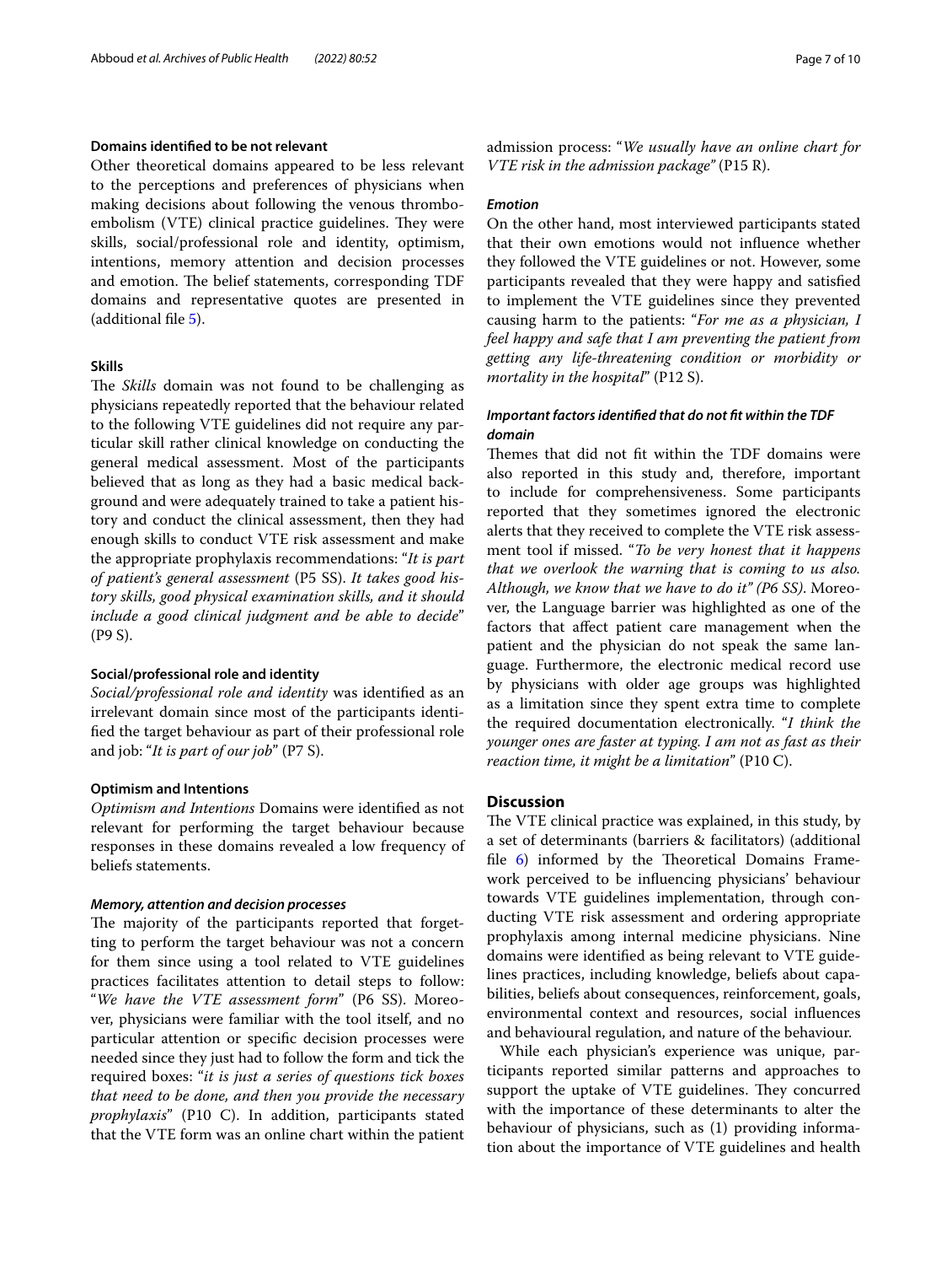### Domains identified to be not relevant

Other theoretical domains appeared to be less relevant to the perceptions and preferences of physicians when making decisions about following the venous thromboembolism (VTE) clinical practice guidelines. They were skills, social/professional role and identity, optimism, intentions, memory attention and decision processes and emotion. The belief statements, corresponding TDF domains and representative quotes are presented in (additional file 5).

### Skills

The *Skills* domain was not found to be challenging as physicians repeatedly reported that the behaviour related to the following VTE guidelines did not require any particular skill rather clinical knowledge on conducting the general medical assessment. Most of the participants believed that as long as they had a basic medical background and were adequately trained to take a patient history and conduct the clinical assessment, then they had enough skills to conduct VTE risk assessment and make the appropriate prophylaxis recommendations: "*It is part of patient's general assessment* (P5 SS). *It takes good history skills, good physical examination skills, and it should include a good clinical judgment and be able to decide*" (P9 S).

### Social/professional role and identity

*Social/professional role and identity* was identified as an irrelevant domain since most of the participants identified the target behaviour as part of their professional role and job: "*It is part of our job*" (P7 S).

### Optimism and Intentions

*Optimism and Intentions* Domains were identified as not relevant for performing the target behaviour because responses in these domains revealed a low frequency of beliefs statements.

#### *Memory, attention and decision processes*

The majority of the participants reported that forgetting to perform the target behaviour was not a concern for them since using a tool related to VTE guidelines practices facilitates attention to detail steps to follow: "*We have the VTE assessment form*" (P6 SS). Moreover, physicians were familiar with the tool itself, and no particular attention or specific decision processes were needed since they just had to follow the form and tick the required boxes: "*it is just a series of questions tick boxes that need to be done, and then you provide the necessary prophylaxis*" (P10 C). In addition, participants stated that the VTE form was an online chart within the patient admission process: "*We usually have an online chart for VTE risk in the admission package*" (P15 R).

#### *Emotion*

On the other hand, most interviewed participants stated that their own emotions would not influence whether they followed the VTE guidelines or not. However, some participants revealed that they were happy and satisfied to implement the VTE guidelines since they prevented causing harm to the patients: "*For me as a physician, I feel happy and safe that I am preventing the patient from getting any life-threatening condition or morbidity or mortality in the hospital*" (P12 S).

#### *Important factors identified that do not fit within the TDF domain*

Themes that did not fit within the TDF domains were also reported in this study and, therefore, important to include for comprehensiveness. Some participants reported that they sometimes ignored the electronic alerts that they received to complete the VTE risk assessment tool if missed. "*To be very honest that it happens that we overlook the warning that is coming to us also. Although, we know that we have to do it" (P6 SS)*. Moreover, the Language barrier was highlighted as one of the factors that affect patient care management when the patient and the physician do not speak the same language. Furthermore, the electronic medical record use by physicians with older age groups was highlighted as a limitation since they spent extra time to complete the required documentation electronically. "*I think the younger ones are faster at typing. I am not as fast as their reaction time, it might be a limitation*" (P10 C).

## Discussion

The VTE clinical practice was explained, in this study, by a set of determinants (barriers & facilitators) (additional file 6) informed by the Theoretical Domains Framework perceived to be influencing physicians' behaviour towards VTE guidelines implementation, through conducting VTE risk assessment and ordering appropriate prophylaxis among internal medicine physicians. Nine domains were identified as being relevant to VTE guidelines practices, including knowledge, beliefs about capabilities, beliefs about consequences, reinforcement, goals, environmental context and resources, social influences and behavioural regulation, and nature of the behaviour.

While each physician's experience was unique, participants reported similar patterns and approaches to support the uptake of VTE guidelines. They concurred with the importance of these determinants to alter the behaviour of physicians, such as (1) providing information about the importance of VTE guidelines and health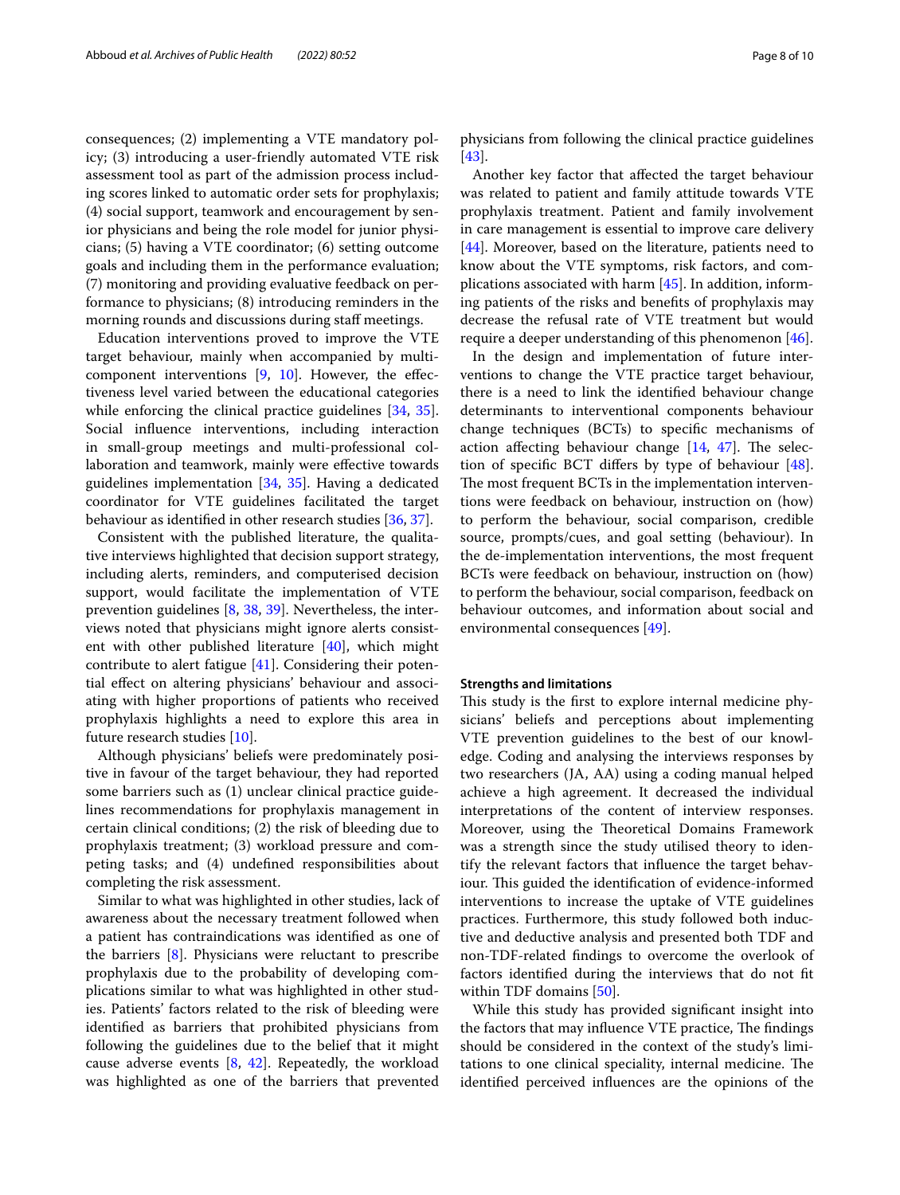consequences; (2) implementing a VTE mandatory policy; (3) introducing a user-friendly automated VTE risk assessment tool as part of the admission process including scores linked to automatic order sets for prophylaxis; (4) social support, teamwork and encouragement by senior physicians and being the role model for junior physicians; (5) having a VTE coordinator; (6) setting outcome goals and including them in the performance evaluation; (7) monitoring and providing evaluative feedback on performance to physicians; (8) introducing reminders in the morning rounds and discussions during staff meetings.

Education interventions proved to improve the VTE target behaviour, mainly when accompanied by multi-component interventions [9, 10]. However, the effectiveness level varied between the educational categories while enforcing the clinical practice guidelines [34, 35]. Social influence interventions, including interaction in small-group meetings and multi-professional collaboration and teamwork, mainly were effective towards guidelines implementation [34, 35]. Having a dedicated coordinator for VTE guidelines facilitated the target behaviour as identified in other research studies [36, 37].

Consistent with the published literature, the qualitative interviews highlighted that decision support strategy, including alerts, reminders, and computerised decision support, would facilitate the implementation of VTE prevention guidelines [8, 38, 39]. Nevertheless, the interviews noted that physicians might ignore alerts consistent with other published literature [40], which might contribute to alert fatigue [41]. Considering their potential effect on altering physicians' behaviour and associating with higher proportions of patients who received prophylaxis highlights a need to explore this area in future research studies [10].

Although physicians' beliefs were predominately positive in favour of the target behaviour, they had reported some barriers such as (1) unclear clinical practice guidelines recommendations for prophylaxis management in certain clinical conditions; (2) the risk of bleeding due to prophylaxis treatment; (3) workload pressure and competing tasks; and (4) undefined responsibilities about completing the risk assessment.

Similar to what was highlighted in other studies, lack of awareness about the necessary treatment followed when a patient has contraindications was identified as one of the barriers [8]. Physicians were reluctant to prescribe prophylaxis due to the probability of developing complications similar to what was highlighted in other studies. Patients' factors related to the risk of bleeding were identified as barriers that prohibited physicians from following the guidelines due to the belief that it might cause adverse events [8, 42]. Repeatedly, the workload was highlighted as one of the barriers that prevented physicians from following the clinical practice guidelines [43].

Another key factor that affected the target behaviour was related to patient and family attitude towards VTE prophylaxis treatment. Patient and family involvement in care management is essential to improve care delivery [44]. Moreover, based on the literature, patients need to know about the VTE symptoms, risk factors, and complications associated with harm [45]. In addition, informing patients of the risks and benefits of prophylaxis may decrease the refusal rate of VTE treatment but would require a deeper understanding of this phenomenon [46].

In the design and implementation of future interventions to change the VTE practice target behaviour, there is a need to link the identified behaviour change determinants to interventional components behaviour change techniques (BCTs) to specific mechanisms of action affecting behaviour change [14, 47]. The selection of specific BCT differs by type of behaviour [48]. The most frequent BCTs in the implementation interventions were feedback on behaviour, instruction on (how) to perform the behaviour, social comparison, credible source, prompts/cues, and goal setting (behaviour). In the de-implementation interventions, the most frequent BCTs were feedback on behaviour, instruction on (how) to perform the behaviour, social comparison, feedback on behaviour outcomes, and information about social and environmental consequences [49].

#### Strengths and limitations

This study is the first to explore internal medicine physicians' beliefs and perceptions about implementing VTE prevention guidelines to the best of our knowledge. Coding and analysing the interviews responses by two researchers (JA, AA) using a coding manual helped achieve a high agreement. It decreased the individual interpretations of the content of interview responses. Moreover, using the Theoretical Domains Framework was a strength since the study utilised theory to identify the relevant factors that influence the target behaviour. This guided the identification of evidence-informed interventions to increase the uptake of VTE guidelines practices. Furthermore, this study followed both inductive and deductive analysis and presented both TDF and non-TDF-related findings to overcome the overlook of factors identified during the interviews that do not fit within TDF domains [50].

While this study has provided significant insight into the factors that may influence VTE practice, The findings should be considered in the context of the study's limitations to one clinical speciality, internal medicine. The identified perceived influences are the opinions of the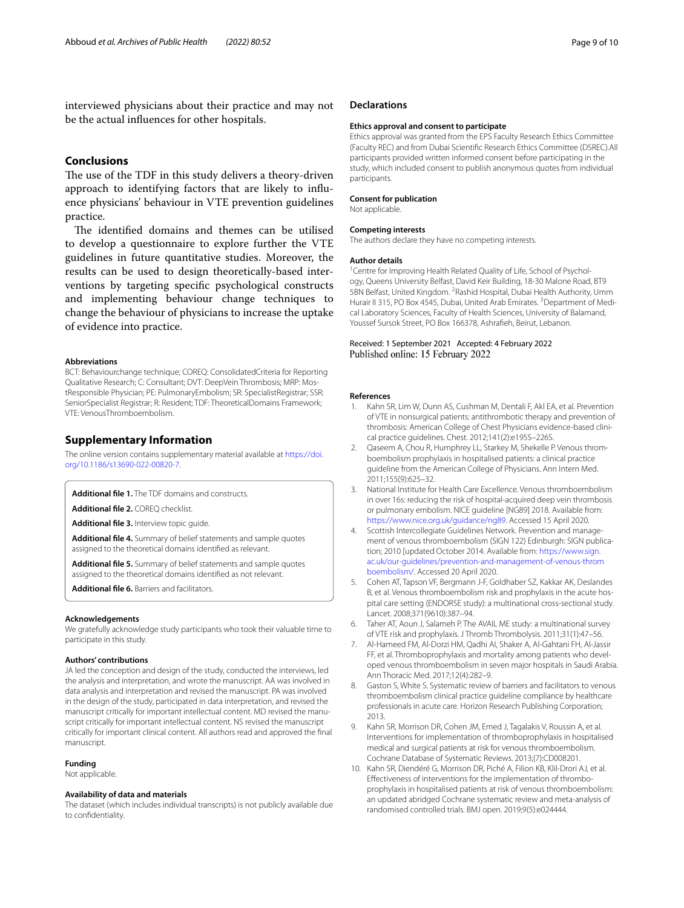interviewed physicians about their practice and may not be the actual influences for other hospitals.

## Conclusions

The use of the TDF in this study delivers a theory-driven approach to identifying factors that are likely to influence physicians' behaviour in VTE prevention guidelines practice.

The identified domains and themes can be utilised to develop a questionnaire to explore further the VTE guidelines in future quantitative studies. Moreover, the results can be used to design theoretically-based interventions by targeting specific psychological constructs and implementing behaviour change techniques to change the behaviour of physicians to increase the uptake of evidence into practice.

#### Abbreviations

BCT: Behaviourchange technique; COREQ: ConsolidatedCriteria for Reporting Qualitative Research; C: Consultant; DVT: DeepVein Thrombosis; MRP: MostResponsible Physician; PE: PulmonaryEmbolism; SR: SpecialistRegistrar; SSR: SeniorSpecialist Registrar; R: Resident; TDF: TheoreticalDomains Framework; VTE: VenousThromboembolism.

## Supplementary Information

The online version contains supplementary material available at https://doi.org/10.1186/s13690-022-00820-7.

**Additional file 1.** The TDF domains and constructs.

**Additional file 2.** COREQ checklist.

**Additional file 3.** Interview topic guide.

**Additional file 4.** Summary of belief statements and sample quotes assigned to the theoretical domains identified as relevant.

**Additional file 5.** Summary of belief statements and sample quotes assigned to the theoretical domains identified as not relevant.

**Additional file 6.** Barriers and facilitators.

#### Acknowledgements

We gratefully acknowledge study participants who took their valuable time to participate in this study.

#### Authors' contributions

JA led the conception and design of the study, conducted the interviews, led the analysis and interpretation, and wrote the manuscript. AA was involved in data analysis and interpretation and revised the manuscript. PA was involved in the design of the study, participated in data interpretation, and revised the manuscript critically for important intellectual content. MD revised the manuscript critically for important intellectual content. NS revised the manuscript critically for important clinical content. All authors read and approved the final manuscript.

#### Funding

Not applicable.

#### Availability of data and materials

The dataset (which includes individual transcripts) is not publicly available due to confidentiality.

## Declarations

#### Ethics approval and consent to participate

Ethics approval was granted from the EPS Faculty Research Ethics Committee (Faculty REC) and from Dubai Scientific Research Ethics Committee (DSREC).All participants provided written informed consent before participating in the study, which included consent to publish anonymous quotes from individual participants.

#### Consent for publication

Not applicable.

#### Competing interests

The authors declare they have no competing interests.

#### Author details

[1]Centre for Improving Health Related Quality of Life, School of Psychology, Queens University Belfast, David Keir Building, 18-30 Malone Road, BT9 5BN Belfast, United Kingdom. [2]Rashid Hospital, Dubai Health Authority, Umm Hurair II 315, PO Box 4545, Dubai, United Arab Emirates. [3]Department of Medical Laboratory Sciences, Faculty of Health Sciences, University of Balamand, Youssef Sursok Street, PO Box 166378, Ashrafieh, Beirut, Lebanon.

Received: 1 September 2021 Accepted: 4 February 2022
Published online: 15 February 2022

#### References

1. Kahn SR, Lim W, Dunn AS, Cushman M, Dentali F, Akl EA, et al. Prevention of VTE in nonsurgical patients: antithrombotic therapy and prevention of thrombosis: American College of Chest Physicians evidence-based clinical practice guidelines. Chest. 2012;141(2):e195S–226S.
2. Qaseem A, Chou R, Humphrey LL, Starkey M, Shekelle P. Venous thromboembolism prophylaxis in hospitalised patients: a clinical practice guideline from the American College of Physicians. Ann Intern Med. 2011;155(9):625–32.
3. National Institute for Health Care Excellence. Venous thromboembolism in over 16s: reducing the risk of hospital-acquired deep vein thrombosis or pulmonary embolism. NICE guideline [NG89] 2018. Available from: https://www.nice.org.uk/guidance/ng89. Accessed 15 April 2020.
4. Scottish Intercollegiate Guidelines Network. Prevention and management of venous thromboembolism (SIGN 122) Edinburgh: SIGN publication; 2010 [updated October 2014. Available from: https://www.sign.ac.uk/our-guidelines/prevention-and-management-of-venous-thromboembolism/. Accessed 20 April 2020.
5. Cohen AT, Tapson VF, Bergmann J-F, Goldhaber SZ, Kakkar AK, Deslandes B, et al. Venous thromboembolism risk and prophylaxis in the acute hospital care setting (ENDORSE study): a multinational cross-sectional study. Lancet. 2008;371(9610):387–94.
6. Taher AT, Aoun J, Salameh P. The AVAIL ME study: a multinational survey of VTE risk and prophylaxis. J Thromb Thrombolysis. 2011;31(1):47–56.
7. Al-Hameed FM, Al-Dorzi HM, Qadhi AI, Shaker A, Al-Gahtani FH, Al-Jassir FF, et al. Thromboprophylaxis and mortality among patients who developed venous thromboembolism in seven major hospitals in Saudi Arabia. Ann Thoracic Med. 2017;12(4):282–9.
8. Gaston S, White S. Systematic review of barriers and facilitators to venous thromboembolism clinical practice guideline compliance by healthcare professionals in acute care. Horizon Research Publishing Corporation; 2013.
9. Kahn SR, Morrison DR, Cohen JM, Emed J, Tagalakis V, Roussin A, et al. Interventions for implementation of thromboprophylaxis in hospitalised medical and surgical patients at risk for venous thromboembolism. Cochrane Database of Systematic Reviews. 2013;(7):CD008201.
10. Kahn SR, Diendéré G, Morrison DR, Piché A, Filion KB, Klil-Drori AJ, et al. Effectiveness of interventions for the implementation of thromboprophylaxis in hospitalised patients at risk of venous thromboembolism: an updated abridged Cochrane systematic review and meta-analysis of randomised controlled trials. BMJ open. 2019;9(5):e024444.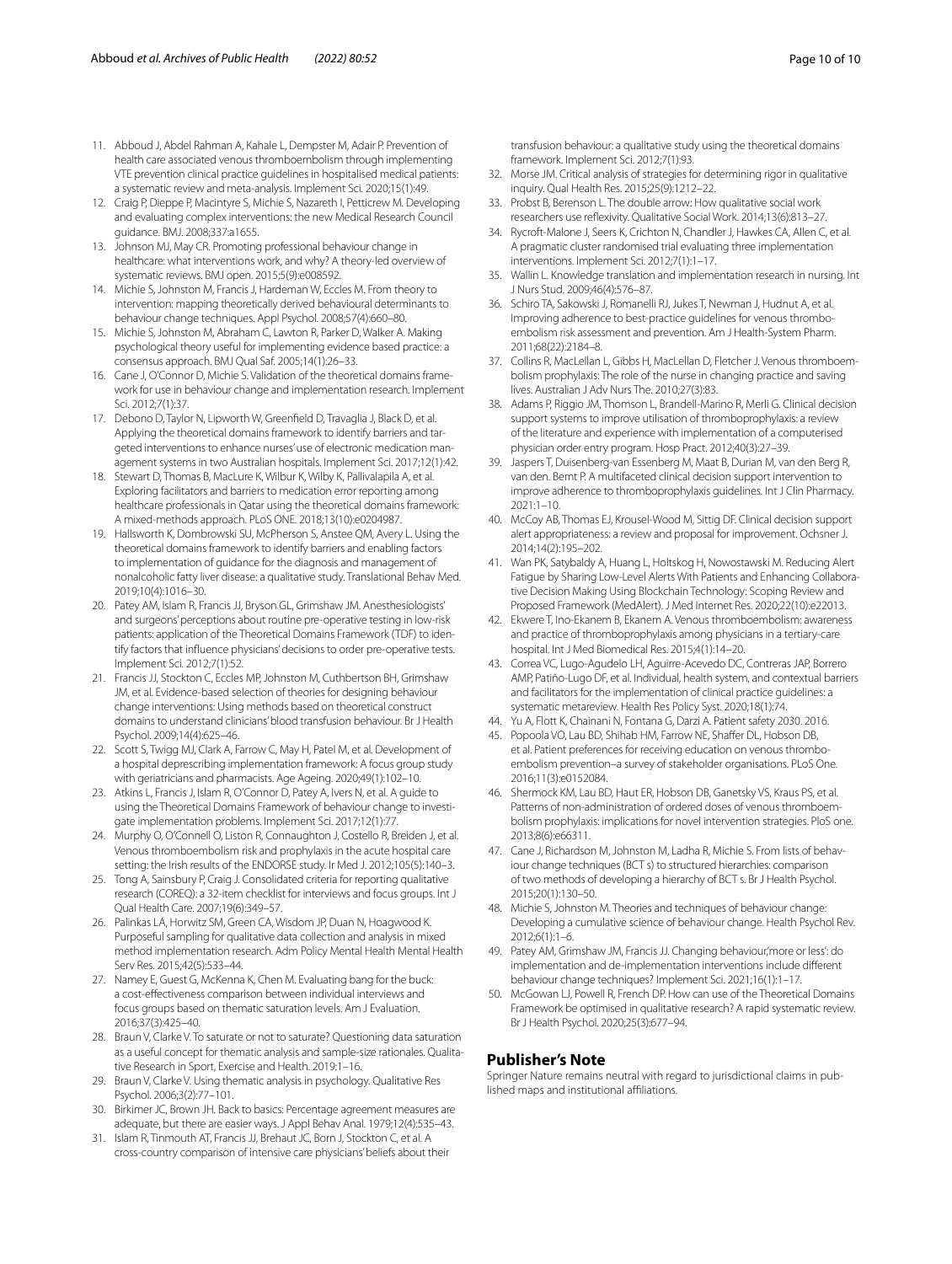11. Abboud J, Abdel Rahman A, Kahale L, Dempster M, Adair P. Prevention of health care associated venous thromboembolism through implementing VTE prevention clinical practice guidelines in hospitalised medical patients: a systematic review and meta-analysis. Implement Sci. 2020;15(1):49.
12. Craig P, Dieppe P, Macintyre S, Michie S, Nazareth I, Petticrew M. Developing and evaluating complex interventions: the new Medical Research Council guidance. BMJ. 2008;337:a1655.
13. Johnson MJ, May CR. Promoting professional behaviour change in healthcare: what interventions work, and why? A theory-led overview of systematic reviews. BMJ open. 2015;5(9):e008592.
14. Michie S, Johnston M, Francis J, Hardeman W, Eccles M. From theory to intervention: mapping theoretically derived behavioural determinants to behaviour change techniques. Appl Psychol. 2008;57(4):660–80.
15. Michie S, Johnston M, Abraham C, Lawton R, Parker D, Walker A. Making psychological theory useful for implementing evidence based practice: a consensus approach. BMJ Qual Saf. 2005;14(1):26–33.
16. Cane J, O'Connor D, Michie S. Validation of the theoretical domains framework for use in behaviour change and implementation research. Implement Sci. 2012;7(1):37.
17. Debono D, Taylor N, Lipworth W, Greenfield D, Travaglia J, Black D, et al. Applying the theoretical domains framework to identify barriers and targeted interventions to enhance nurses' use of electronic medication management systems in two Australian hospitals. Implement Sci. 2017;12(1):42.
18. Stewart D, Thomas B, MacLure K, Wilbur K, Wilby K, Pallivalapila A, et al. Exploring facilitators and barriers to medication error reporting among healthcare professionals in Qatar using the theoretical domains framework: A mixed-methods approach. PLoS ONE. 2018;13(10):e0204987.
19. Hallsworth K, Dombrowski SU, McPherson S, Anstee QM, Avery L. Using the theoretical domains framework to identify barriers and enabling factors to implementation of guidance for the diagnosis and management of nonalcoholic fatty liver disease: a qualitative study. Translational Behav Med. 2019;10(4):1016–30.
20. Patey AM, Islam R, Francis JJ, Bryson GL, Grimshaw JM. Anesthesiologists' and surgeons' perceptions about routine pre-operative testing in low-risk patients: application of the Theoretical Domains Framework (TDF) to identify factors that influence physicians' decisions to order pre-operative tests. Implement Sci. 2012;7(1):52.
21. Francis JJ, Stockton C, Eccles MP, Johnston M, Cuthbertson BH, Grimshaw JM, et al. Evidence-based selection of theories for designing behaviour change interventions: Using methods based on theoretical construct domains to understand clinicians' blood transfusion behaviour. Br J Health Psychol. 2009;14(4):625–46.
22. Scott S, Twigg MJ, Clark A, Farrow C, May H, Patel M, et al. Development of a hospital deprescribing implementation framework: A focus group study with geriatricians and pharmacists. Age Ageing. 2020;49(1):102–10.
23. Atkins L, Francis J, Islam R, O'Connor D, Patey A, Ivers N, et al. A guide to using the Theoretical Domains Framework of behaviour change to investigate implementation problems. Implement Sci. 2017;12(1):77.
24. Murphy O, O'Connell O, Liston R, Connaughton J, Costello R, Breiden J, et al. Venous thromboembolism risk and prophylaxis in the acute hospital care setting: the Irish results of the ENDORSE study. Ir Med J. 2012;105(5):140–3.
25. Tong A, Sainsbury P, Craig J. Consolidated criteria for reporting qualitative research (COREQ): a 32-item checklist for interviews and focus groups. Int J Qual Health Care. 2007;19(6):349–57.
26. Palinkas LA, Horwitz SM, Green CA, Wisdom JP, Duan N, Hoagwood K. Purposeful sampling for qualitative data collection and analysis in mixed method implementation research. Adm Policy Mental Health Mental Health Serv Res. 2015;42(5):533–44.
27. Namey E, Guest G, McKenna K, Chen M. Evaluating bang for the buck: a cost-effectiveness comparison between individual interviews and focus groups based on thematic saturation levels. Am J Evaluation. 2016;37(3):425–40.
28. Braun V, Clarke V. To saturate or not to saturate? Questioning data saturation as a useful concept for thematic analysis and sample-size rationales. Qualitative Research in Sport, Exercise and Health. 2019:1–16.
29. Braun V, Clarke V. Using thematic analysis in psychology. Qualitative Res Psychol. 2006;3(2):77–101.
30. Birkimer JC, Brown JH. Back to basics: Percentage agreement measures are adequate, but there are easier ways. J Appl Behav Anal. 1979;12(4):535–43.
31. Islam R, Tinmouth AT, Francis JJ, Brehaut JC, Born J, Stockton C, et al. A cross-country comparison of intensive care physicians' beliefs about their transfusion behaviour: a qualitative study using the theoretical domains framework. Implement Sci. 2012;7(1):93.
32. Morse JM. Critical analysis of strategies for determining rigor in qualitative inquiry. Qual Health Res. 2015;25(9):1212–22.
33. Probst B, Berenson L. The double arrow: How qualitative social work researchers use reflexivity. Qualitative Social Work. 2014;13(6):813–27.
34. Rycroft-Malone J, Seers K, Crichton N, Chandler J, Hawkes CA, Allen C, et al. A pragmatic cluster randomised trial evaluating three implementation interventions. Implement Sci. 2012;7(1):1–17.
35. Wallin L. Knowledge translation and implementation research in nursing. Int J Nurs Stud. 2009;46(4):576–87.
36. Schiro TA, Sakowski J, Romanelli RJ, Jukes T, Newman J, Hudnut A, et al. Improving adherence to best-practice guidelines for venous thromboembolism risk assessment and prevention. Am J Health-System Pharm. 2011;68(22):2184–8.
37. Collins R, MacLellan L, Gibbs H, MacLellan D, Fletcher J. Venous thromboembolism prophylaxis: The role of the nurse in changing practice and saving lives. Australian J Adv Nurs The. 2010;27(3):83.
38. Adams P, Riggio JM, Thomson L, Brandell-Marino R, Merli G. Clinical decision support systems to improve utilisation of thromboprophylaxis: a review of the literature and experience with implementation of a computerised physician order entry program. Hosp Pract. 2012;40(3):27–39.
39. Jaspers T, Duisenberg-van Essenberg M, Maat B, Durian M, van den Berg R, van den. Bemt P. A multifaceted clinical decision support intervention to improve adherence to thromboprophylaxis guidelines. Int J Clin Pharmacy. 2021:1–10.
40. McCoy AB, Thomas EJ, Krousel-Wood M, Sittig DF. Clinical decision support alert appropriateness: a review and proposal for improvement. Ochsner J. 2014;14(2):195–202.
41. Wan PK, Satybaldy A, Huang L, Holtskog H, Nowostawski M. Reducing Alert Fatigue by Sharing Low-Level Alerts With Patients and Enhancing Collaborative Decision Making Using Blockchain Technology: Scoping Review and Proposed Framework (MedAlert). J Med Internet Res. 2020;22(10):e22013.
42. Ekwere T, Ino-Ekanem B, Ekanem A. Venous thromboembolism: awareness and practice of thromboprophylaxis among physicians in a tertiary-care hospital. Int J Med Biomedical Res. 2015;4(1):14–20.
43. Correa VC, Lugo-Agudelo LH, Aguirre-Acevedo DC, Contreras JAP, Borrero AMP, Patiño-Lugo DF, et al. Individual, health system, and contextual barriers and facilitators for the implementation of clinical practice guidelines: a systematic metareview. Health Res Policy Syst. 2020;18(1):74.
44. Yu A, Flott K, Chainani N, Fontana G, Darzi A. Patient safety 2030. 2016.
45. Popoola VO, Lau BD, Shihab HM, Farrow NE, Shaffer DL, Hobson DB, et al. Patient preferences for receiving education on venous thromboembolism prevention–a survey of stakeholder organisations. PLoS One. 2016;11(3):e0152084.
46. Shermock KM, Lau BD, Haut ER, Hobson DB, Ganetsky VS, Kraus PS, et al. Patterns of non-administration of ordered doses of venous thromboembolism prophylaxis: implications for novel intervention strategies. PloS one. 2013;8(6):e66311.
47. Cane J, Richardson M, Johnston M, Ladha R, Michie S. From lists of behaviour change techniques (BCT s) to structured hierarchies: comparison of two methods of developing a hierarchy of BCT s. Br J Health Psychol. 2015;20(1):130–50.
48. Michie S, Johnston M. Theories and techniques of behaviour change: Developing a cumulative science of behaviour change. Health Psychol Rev. 2012;6(1):1–6.
49. Patey AM, Grimshaw JM, Francis JJ. Changing behaviour,'more or less': do implementation and de-implementation interventions include different behaviour change techniques? Implement Sci. 2021;16(1):1–17.
50. McGowan LJ, Powell R, French DP. How can use of the Theoretical Domains Framework be optimised in qualitative research? A rapid systematic review. Br J Health Psychol. 2020;25(3):677–94.

## Publisher's Note

Springer Nature remains neutral with regard to jurisdictional claims in published maps and institutional affiliations.